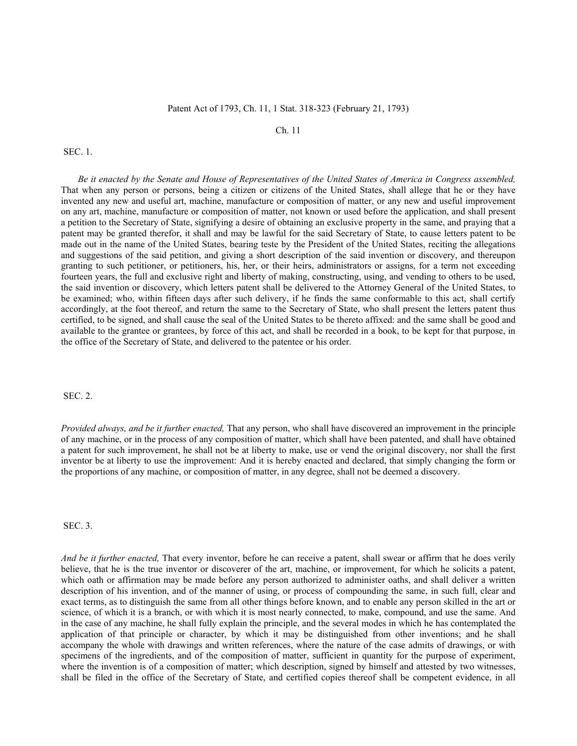Patent Act of 1793, Ch. 11, 1 Stat. 318-323 (February 21, 1793)

Ch. 11

SEC. 1.

*Be it enacted by the Senate and House of Representatives of the United States of America in Congress assembled,* That when any person or persons, being a citizen or citizens of the United States, shall allege that he or they have invented any new and useful art, machine, manufacture or composition of matter, or any new and useful improvement on any art, machine, manufacture or composition of matter, not known or used before the application, and shall present a petition to the Secretary of State, signifying a desire of obtaining an exclusive property in the same, and praying that a patent may be granted therefor, it shall and may be lawful for the said Secretary of State, to cause letters patent to be made out in the name of the United States, bearing teste by the President of the United States, reciting the allegations and suggestions of the said petition, and giving a short description of the said invention or discovery, and thereupon granting to such petitioner, or petitioners, his, her, or their heirs, administrators or assigns, for a term not exceeding fourteen years, the full and exclusive right and liberty of making, constructing, using, and vending to others to be used, the said invention or discovery, which letters patent shall be delivered to the Attorney General of the United States, to be examined; who, within fifteen days after such delivery, if he finds the same conformable to this act, shall certify accordingly, at the foot thereof, and return the same to the Secretary of State, who shall present the letters patent thus certified, to be signed, and shall cause the seal of the United States to be thereto affixed: and the same shall be good and available to the grantee or grantees, by force of this act, and shall be recorded in a book, to be kept for that purpose, in the office of the Secretary of State, and delivered to the patentee or his order.

SEC. 2.

*Provided always, and be it further enacted,* That any person, who shall have discovered an improvement in the principle of any machine, or in the process of any composition of matter, which shall have been patented, and shall have obtained a patent for such improvement, he shall not be at liberty to make, use or vend the original discovery, nor shall the first inventor be at liberty to use the improvement: And it is hereby enacted and declared, that simply changing the form or the proportions of any machine, or composition of matter, in any degree, shall not be deemed a discovery.

SEC. 3.

*And be it further enacted,* That every inventor, before he can receive a patent, shall swear or affirm that he does verily believe, that he is the true inventor or discoverer of the art, machine, or improvement, for which he solicits a patent, which oath or affirmation may be made before any person authorized to administer oaths, and shall deliver a written description of his invention, and of the manner of using, or process of compounding the same, in such full, clear and exact terms, as to distinguish the same from all other things before known, and to enable any person skilled in the art or science, of which it is a branch, or with which it is most nearly connected, to make, compound, and use the same. And in the case of any machine, he shall fully explain the principle, and the several modes in which he has contemplated the application of that principle or character, by which it may be distinguished from other inventions; and he shall accompany the whole with drawings and written references, where the nature of the case admits of drawings, or with specimens of the ingredients, and of the composition of matter, sufficient in quantity for the purpose of experiment, where the invention is of a composition of matter; which description, signed by himself and attested by two witnesses, shall be filed in the office of the Secretary of State, and certified copies thereof shall be competent evidence, in all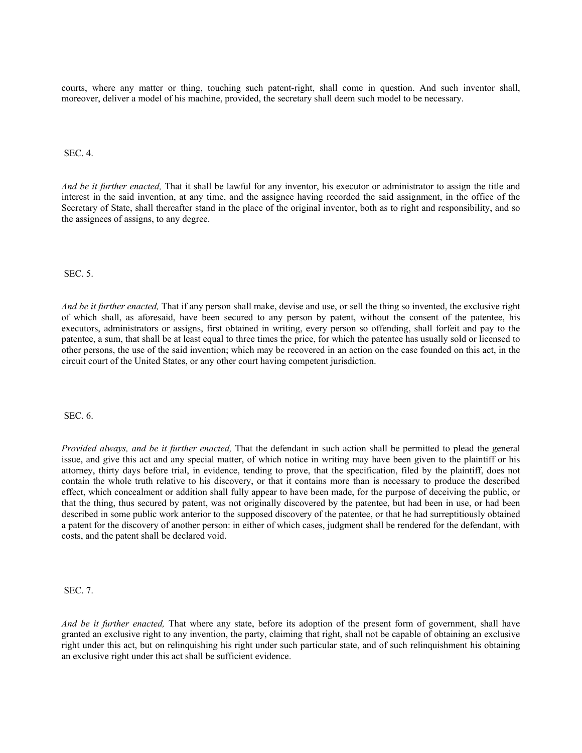courts, where any matter or thing, touching such patent-right, shall come in question. And such inventor shall, moreover, deliver a model of his machine, provided, the secretary shall deem such model to be necessary.

SEC. 4.

*And be it further enacted,* That it shall be lawful for any inventor, his executor or administrator to assign the title and interest in the said invention, at any time, and the assignee having recorded the said assignment, in the office of the Secretary of State, shall thereafter stand in the place of the original inventor, both as to right and responsibility, and so the assignees of assigns, to any degree.

SEC. 5.

*And be it further enacted,* That if any person shall make, devise and use, or sell the thing so invented, the exclusive right of which shall, as aforesaid, have been secured to any person by patent, without the consent of the patentee, his executors, administrators or assigns, first obtained in writing, every person so offending, shall forfeit and pay to the patentee, a sum, that shall be at least equal to three times the price, for which the patentee has usually sold or licensed to other persons, the use of the said invention; which may be recovered in an action on the case founded on this act, in the circuit court of the United States, or any other court having competent jurisdiction.

SEC. 6.

*Provided always, and be it further enacted,* That the defendant in such action shall be permitted to plead the general issue, and give this act and any special matter, of which notice in writing may have been given to the plaintiff or his attorney, thirty days before trial, in evidence, tending to prove, that the specification, filed by the plaintiff, does not contain the whole truth relative to his discovery, or that it contains more than is necessary to produce the described effect, which concealment or addition shall fully appear to have been made, for the purpose of deceiving the public, or that the thing, thus secured by patent, was not originally discovered by the patentee, but had been in use, or had been described in some public work anterior to the supposed discovery of the patentee, or that he had surreptitiously obtained a patent for the discovery of another person: in either of which cases, judgment shall be rendered for the defendant, with costs, and the patent shall be declared void.

SEC. 7.

*And be it further enacted,* That where any state, before its adoption of the present form of government, shall have granted an exclusive right to any invention, the party, claiming that right, shall not be capable of obtaining an exclusive right under this act, but on relinquishing his right under such particular state, and of such relinquishment his obtaining an exclusive right under this act shall be sufficient evidence.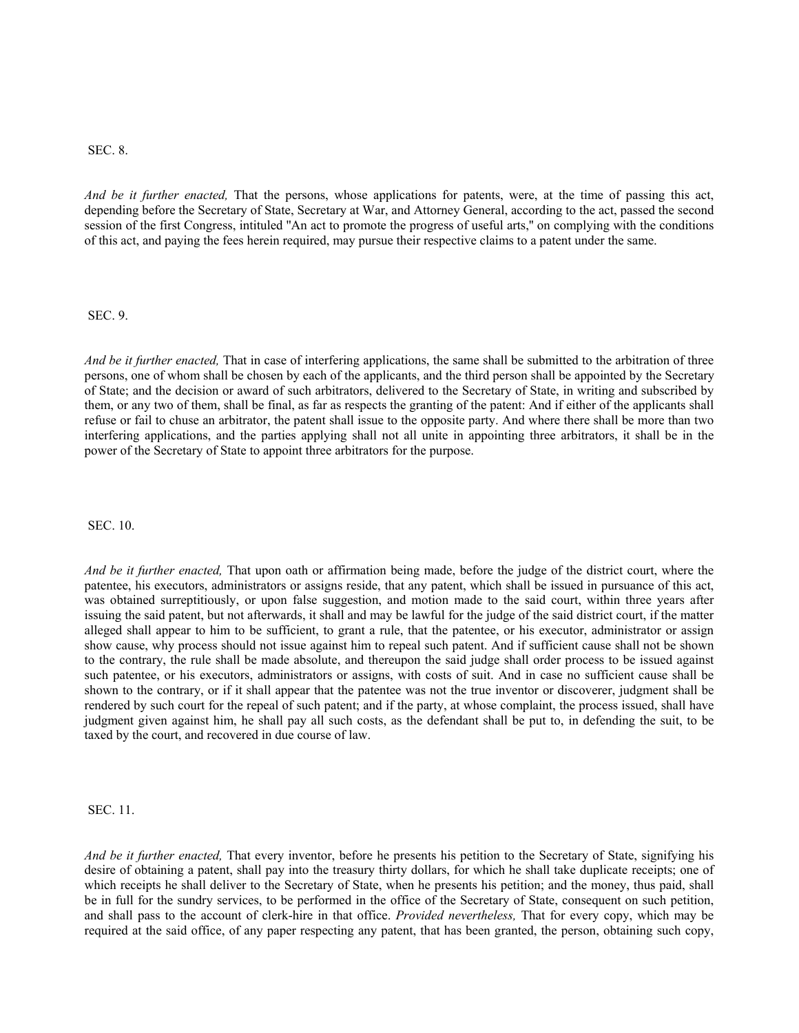SEC. 8.

*And be it further enacted,* That the persons, whose applications for patents, were, at the time of passing this act, depending before the Secretary of State, Secretary at War, and Attorney General, according to the act, passed the second session of the first Congress, intituled "An act to promote the progress of useful arts," on complying with the conditions of this act, and paying the fees herein required, may pursue their respective claims to a patent under the same.

SEC. 9.

*And be it further enacted,* That in case of interfering applications, the same shall be submitted to the arbitration of three persons, one of whom shall be chosen by each of the applicants, and the third person shall be appointed by the Secretary of State; and the decision or award of such arbitrators, delivered to the Secretary of State, in writing and subscribed by them, or any two of them, shall be final, as far as respects the granting of the patent: And if either of the applicants shall refuse or fail to chuse an arbitrator, the patent shall issue to the opposite party. And where there shall be more than two interfering applications, and the parties applying shall not all unite in appointing three arbitrators, it shall be in the power of the Secretary of State to appoint three arbitrators for the purpose.

SEC. 10.

*And be it further enacted,* That upon oath or affirmation being made, before the judge of the district court, where the patentee, his executors, administrators or assigns reside, that any patent, which shall be issued in pursuance of this act, was obtained surreptitiously, or upon false suggestion, and motion made to the said court, within three years after issuing the said patent, but not afterwards, it shall and may be lawful for the judge of the said district court, if the matter alleged shall appear to him to be sufficient, to grant a rule, that the patentee, or his executor, administrator or assign show cause, why process should not issue against him to repeal such patent. And if sufficient cause shall not be shown to the contrary, the rule shall be made absolute, and thereupon the said judge shall order process to be issued against such patentee, or his executors, administrators or assigns, with costs of suit. And in case no sufficient cause shall be shown to the contrary, or if it shall appear that the patentee was not the true inventor or discoverer, judgment shall be rendered by such court for the repeal of such patent; and if the party, at whose complaint, the process issued, shall have judgment given against him, he shall pay all such costs, as the defendant shall be put to, in defending the suit, to be taxed by the court, and recovered in due course of law.

SEC. 11.

*And be it further enacted,* That every inventor, before he presents his petition to the Secretary of State, signifying his desire of obtaining a patent, shall pay into the treasury thirty dollars, for which he shall take duplicate receipts; one of which receipts he shall deliver to the Secretary of State, when he presents his petition; and the money, thus paid, shall be in full for the sundry services, to be performed in the office of the Secretary of State, consequent on such petition, and shall pass to the account of clerk-hire in that office. *Provided nevertheless,* That for every copy, which may be required at the said office, of any paper respecting any patent, that has been granted, the person, obtaining such copy,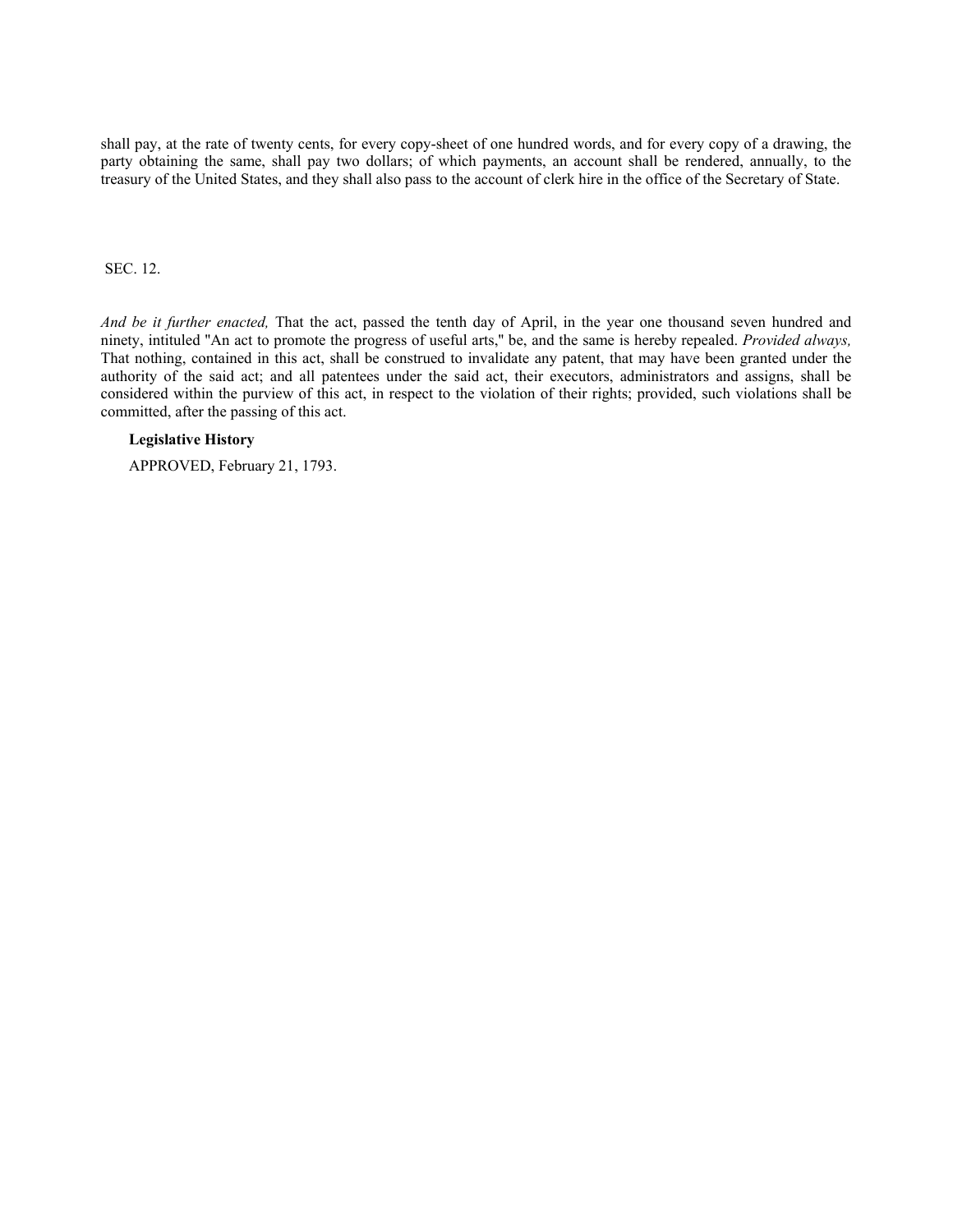shall pay, at the rate of twenty cents, for every copy-sheet of one hundred words, and for every copy of a drawing, the party obtaining the same, shall pay two dollars; of which payments, an account shall be rendered, annually, to the treasury of the United States, and they shall also pass to the account of clerk hire in the office of the Secretary of State.

SEC. 12.

*And be it further enacted,* That the act, passed the tenth day of April, in the year one thousand seven hundred and ninety, intituled "An act to promote the progress of useful arts," be, and the same is hereby repealed. *Provided always,* That nothing, contained in this act, shall be construed to invalidate any patent, that may have been granted under the authority of the said act; and all patentees under the said act, their executors, administrators and assigns, shall be considered within the purview of this act, in respect to the violation of their rights; provided, such violations shall be committed, after the passing of this act.

**Legislative History**

APPROVED, February 21, 1793.